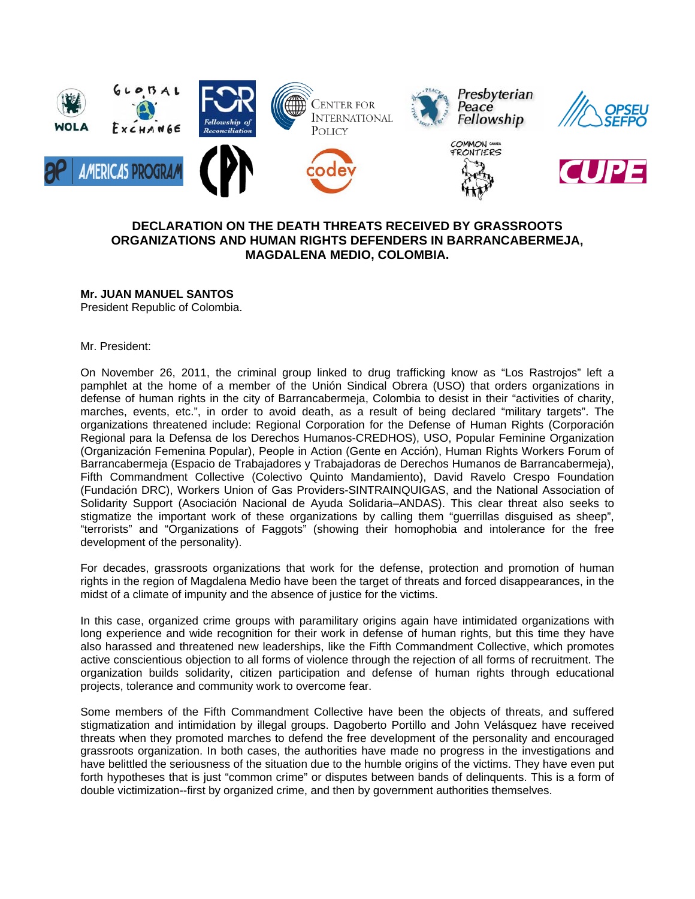# DECLARATION ON THE DEATH THREATS RECEIVED BY GRASSROOTS ORGANIZATIONS AND HUMAN RIGHTS DEFENDERS IN BARRANCABERMEJA, MAGDALENA MEDIO, COLOMBIA.

**Mr. JUAN MANUEL SANTOS**
President Republic of Colombia.

Mr. President:

On November 26, 2011, the criminal group linked to drug trafficking know as "Los Rastrojos" left a pamphlet at the home of a member of the Unión Sindical Obrera (USO) that orders organizations in defense of human rights in the city of Barrancabermeja, Colombia to desist in their "activities of charity, marches, events, etc.", in order to avoid death, as a result of being declared "military targets". The organizations threatened include: Regional Corporation for the Defense of Human Rights (Corporación Regional para la Defensa de los Derechos Humanos-CREDHOS), USO, Popular Feminine Organization (Organización Femenina Popular), People in Action (Gente en Acción), Human Rights Workers Forum of Barrancabermeja (Espacio de Trabajadores y Trabajadoras de Derechos Humanos de Barrancabermeja), Fifth Commandment Collective (Colectivo Quinto Mandamiento), David Ravelo Crespo Foundation (Fundación DRC), Workers Union of Gas Providers-SINTRAINQUIGAS, and the National Association of Solidarity Support (Asociación Nacional de Ayuda Solidaria–ANDAS). This clear threat also seeks to stigmatize the important work of these organizations by calling them "guerrillas disguised as sheep", "terrorists" and "Organizations of Faggots" (showing their homophobia and intolerance for the free development of the personality).

For decades, grassroots organizations that work for the defense, protection and promotion of human rights in the region of Magdalena Medio have been the target of threats and forced disappearances, in the midst of a climate of impunity and the absence of justice for the victims.

In this case, organized crime groups with paramilitary origins again have intimidated organizations with long experience and wide recognition for their work in defense of human rights, but this time they have also harassed and threatened new leaderships, like the Fifth Commandment Collective, which promotes active conscientious objection to all forms of violence through the rejection of all forms of recruitment. The organization builds solidarity, citizen participation and defense of human rights through educational projects, tolerance and community work to overcome fear.

Some members of the Fifth Commandment Collective have been the objects of threats, and suffered stigmatization and intimidation by illegal groups. Dagoberto Portillo and John Velásquez have received threats when they promoted marches to defend the free development of the personality and encouraged grassroots organization. In both cases, the authorities have made no progress in the investigations and have belittled the seriousness of the situation due to the humble origins of the victims. They have even put forth hypotheses that is just "common crime" or disputes between bands of delinquents. This is a form of double victimization--first by organized crime, and then by government authorities themselves.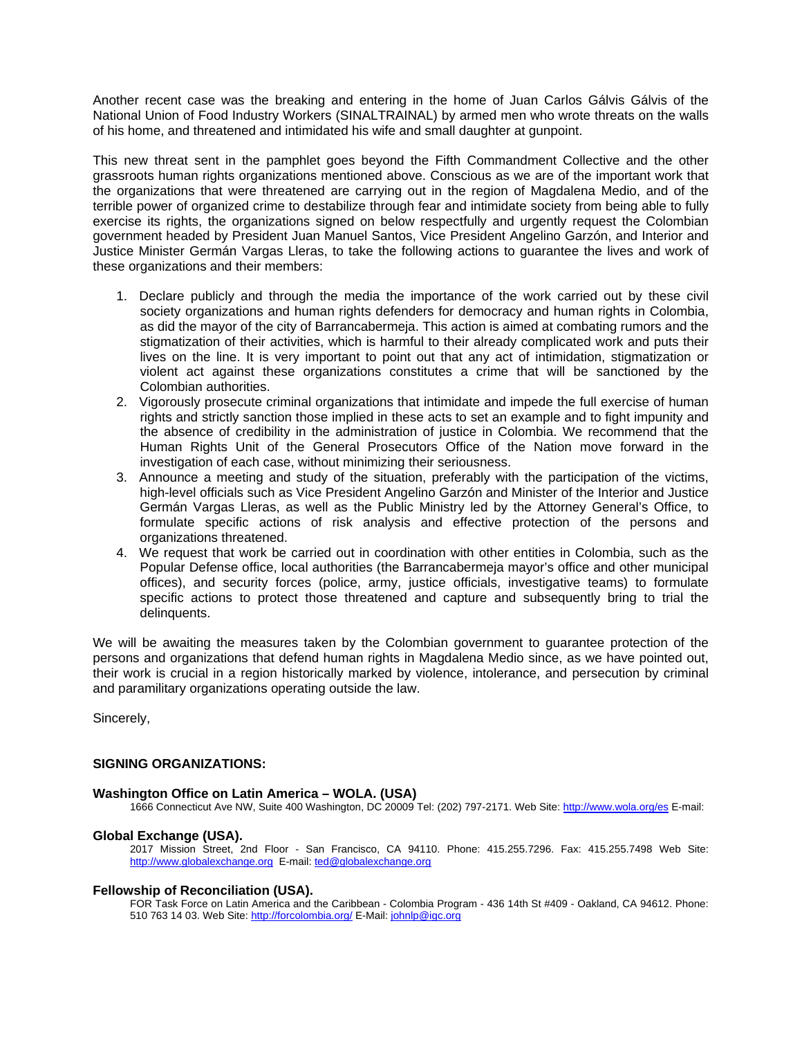Another recent case was the breaking and entering in the home of Juan Carlos Gálvis Gálvis of the National Union of Food Industry Workers (SINALTRAINAL) by armed men who wrote threats on the walls of his home, and threatened and intimidated his wife and small daughter at gunpoint.

This new threat sent in the pamphlet goes beyond the Fifth Commandment Collective and the other grassroots human rights organizations mentioned above. Conscious as we are of the important work that the organizations that were threatened are carrying out in the region of Magdalena Medio, and of the terrible power of organized crime to destabilize through fear and intimidate society from being able to fully exercise its rights, the organizations signed on below respectfully and urgently request the Colombian government headed by President Juan Manuel Santos, Vice President Angelino Garzón, and Interior and Justice Minister Germán Vargas Lleras, to take the following actions to guarantee the lives and work of these organizations and their members:

1. Declare publicly and through the media the importance of the work carried out by these civil society organizations and human rights defenders for democracy and human rights in Colombia, as did the mayor of the city of Barrancabermeja. This action is aimed at combating rumors and the stigmatization of their activities, which is harmful to their already complicated work and puts their lives on the line. It is very important to point out that any act of intimidation, stigmatization or violent act against these organizations constitutes a crime that will be sanctioned by the Colombian authorities.
2. Vigorously prosecute criminal organizations that intimidate and impede the full exercise of human rights and strictly sanction those implied in these acts to set an example and to fight impunity and the absence of credibility in the administration of justice in Colombia. We recommend that the Human Rights Unit of the General Prosecutors Office of the Nation move forward in the investigation of each case, without minimizing their seriousness.
3. Announce a meeting and study of the situation, preferably with the participation of the victims, high-level officials such as Vice President Angelino Garzón and Minister of the Interior and Justice Germán Vargas Lleras, as well as the Public Ministry led by the Attorney General's Office, to formulate specific actions of risk analysis and effective protection of the persons and organizations threatened.
4. We request that work be carried out in coordination with other entities in Colombia, such as the Popular Defense office, local authorities (the Barrancabermeja mayor's office and other municipal offices), and security forces (police, army, justice officials, investigative teams) to formulate specific actions to protect those threatened and capture and subsequently bring to trial the delinquents.

We will be awaiting the measures taken by the Colombian government to guarantee protection of the persons and organizations that defend human rights in Magdalena Medio since, as we have pointed out, their work is crucial in a region historically marked by violence, intolerance, and persecution by criminal and paramilitary organizations operating outside the law.

Sincerely,

**SIGNING ORGANIZATIONS:**

**Washington Office on Latin America – WOLA. (USA)**
1666 Connecticut Ave NW, Suite 400 Washington, DC 20009 Tel: (202) 797-2171. Web Site: http://www.wola.org/es E-mail:

**Global Exchange (USA).**
2017 Mission Street, 2nd Floor - San Francisco, CA 94110. Phone: 415.255.7296. Fax: 415.255.7498 Web Site: http://www.globalexchange.org E-mail: ted@globalexchange.org

**Fellowship of Reconciliation (USA).**
FOR Task Force on Latin America and the Caribbean - Colombia Program - 436 14th St #409 - Oakland, CA 94612. Phone: 510 763 14 03. Web Site: http://forcolombia.org/ E-Mail: johnlp@igc.org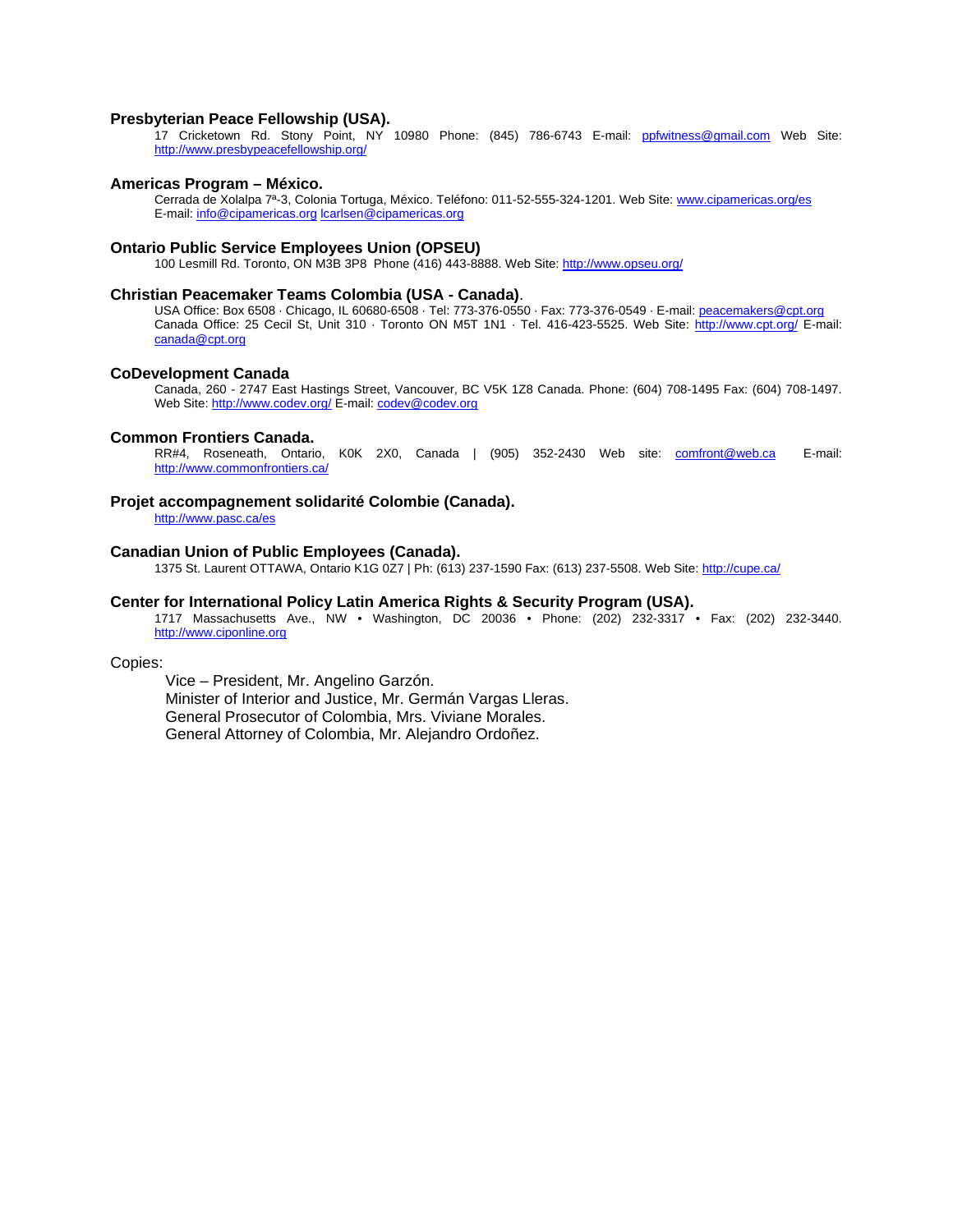**Presbyterian Peace Fellowship (USA).**
17 Cricketown Rd. Stony Point, NY 10980 Phone: (845) 786-6743 E-mail: ppfwitness@gmail.com Web Site: http://www.presbypeacefellowship.org/

**Americas Program – México.**
Cerrada de Xolalpa 7ª-3, Colonia Tortuga, México. Teléfono: 011-52-555-324-1201. Web Site: www.cipamericas.org/es
E-mail: info@cipamericas.org lcarlsen@cipamericas.org

**Ontario Public Service Employees Union (OPSEU)**
100 Lesmill Rd. Toronto, ON M3B 3P8 Phone (416) 443-8888. Web Site: http://www.opseu.org/

**Christian Peacemaker Teams Colombia (USA - Canada)**.
USA Office: Box 6508 · Chicago, IL 60680-6508 · Tel: 773-376-0550 · Fax: 773-376-0549 · E-mail: peacemakers@cpt.org
Canada Office: 25 Cecil St, Unit 310 · Toronto ON M5T 1N1 · Tel. 416-423-5525. Web Site: http://www.cpt.org/ E-mail: canada@cpt.org

**CoDevelopment Canada**
Canada, 260 - 2747 East Hastings Street, Vancouver, BC V5K 1Z8 Canada. Phone: (604) 708-1495 Fax: (604) 708-1497. Web Site: http://www.codev.org/ E-mail: codev@codev.org

**Common Frontiers Canada.**
RR#4, Roseneath, Ontario, K0K 2X0, Canada | (905) 352-2430 Web site: comfront@web.ca E-mail: http://www.commonfrontiers.ca/

**Projet accompagnement solidarité Colombie (Canada).**
http://www.pasc.ca/es

**Canadian Union of Public Employees (Canada).**
1375 St. Laurent OTTAWA, Ontario K1G 0Z7 | Ph: (613) 237-1590 Fax: (613) 237-5508. Web Site: http://cupe.ca/

**Center for International Policy Latin America Rights & Security Program (USA).**
1717 Massachusetts Ave., NW • Washington, DC 20036 • Phone: (202) 232-3317 • Fax: (202) 232-3440. http://www.ciponline.org

Copies:

Vice – President, Mr. Angelino Garzón.
Minister of Interior and Justice, Mr. Germán Vargas Lleras.
General Prosecutor of Colombia, Mrs. Viviane Morales.
General Attorney of Colombia, Mr. Alejandro Ordoñez.